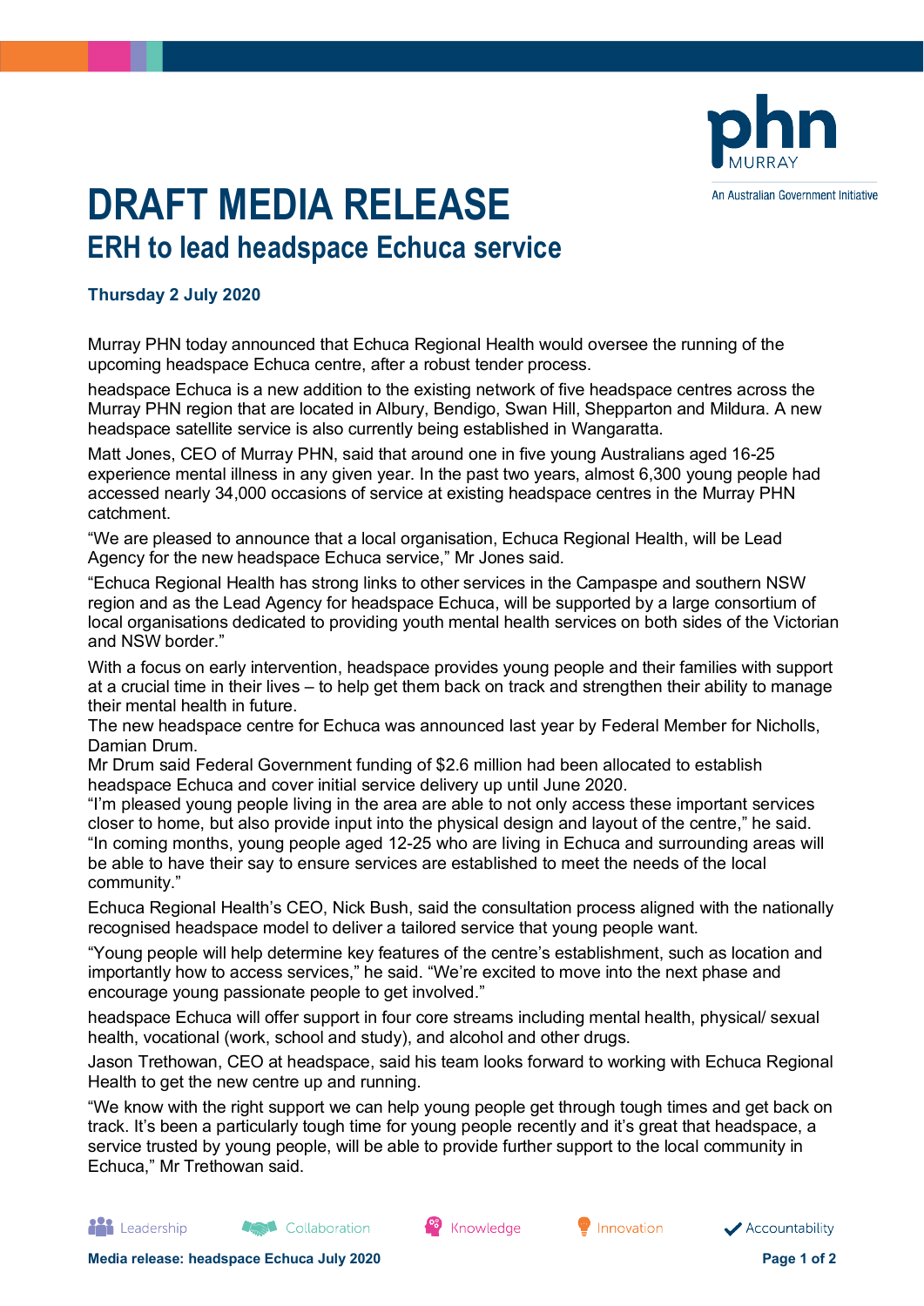# DRAFT MEDIA RELEASE

## ERH to lead headspace Echuca service

**Thursday 2 July 2020**

Murray PHN today announced that Echuca Regional Health would oversee the running of the upcoming headspace Echuca centre, after a robust tender process.

headspace Echuca is a new addition to the existing network of five headspace centres across the Murray PHN region that are located in Albury, Bendigo, Swan Hill, Shepparton and Mildura. A new headspace satellite service is also currently being established in Wangaratta.

Matt Jones, CEO of Murray PHN, said that around one in five young Australians aged 16-25 experience mental illness in any given year. In the past two years, almost 6,300 young people had accessed nearly 34,000 occasions of service at existing headspace centres in the Murray PHN catchment.

"We are pleased to announce that a local organisation, Echuca Regional Health, will be Lead Agency for the new headspace Echuca service," Mr Jones said.

"Echuca Regional Health has strong links to other services in the Campaspe and southern NSW region and as the Lead Agency for headspace Echuca, will be supported by a large consortium of local organisations dedicated to providing youth mental health services on both sides of the Victorian and NSW border."

With a focus on early intervention, headspace provides young people and their families with support at a crucial time in their lives – to help get them back on track and strengthen their ability to manage their mental health in future.

The new headspace centre for Echuca was announced last year by Federal Member for Nicholls, Damian Drum.

Mr Drum said Federal Government funding of $2.6 million had been allocated to establish headspace Echuca and cover initial service delivery up until June 2020.

"I'm pleased young people living in the area are able to not only access these important services closer to home, but also provide input into the physical design and layout of the centre," he said.

"In coming months, young people aged 12-25 who are living in Echuca and surrounding areas will be able to have their say to ensure services are established to meet the needs of the local community."

Echuca Regional Health's CEO, Nick Bush, said the consultation process aligned with the nationally recognised headspace model to deliver a tailored service that young people want.

"Young people will help determine key features of the centre's establishment, such as location and importantly how to access services," he said. "We're excited to move into the next phase and encourage young passionate people to get involved."

headspace Echuca will offer support in four core streams including mental health, physical/ sexual health, vocational (work, school and study), and alcohol and other drugs.

Jason Trethowan, CEO at headspace, said his team looks forward to working with Echuca Regional Health to get the new centre up and running.

"We know with the right support we can help young people get through tough times and get back on track. It's been a particularly tough time for young people recently and it's great that headspace, a service trusted by young people, will be able to provide further support to the local community in Echuca," Mr Trethowan said.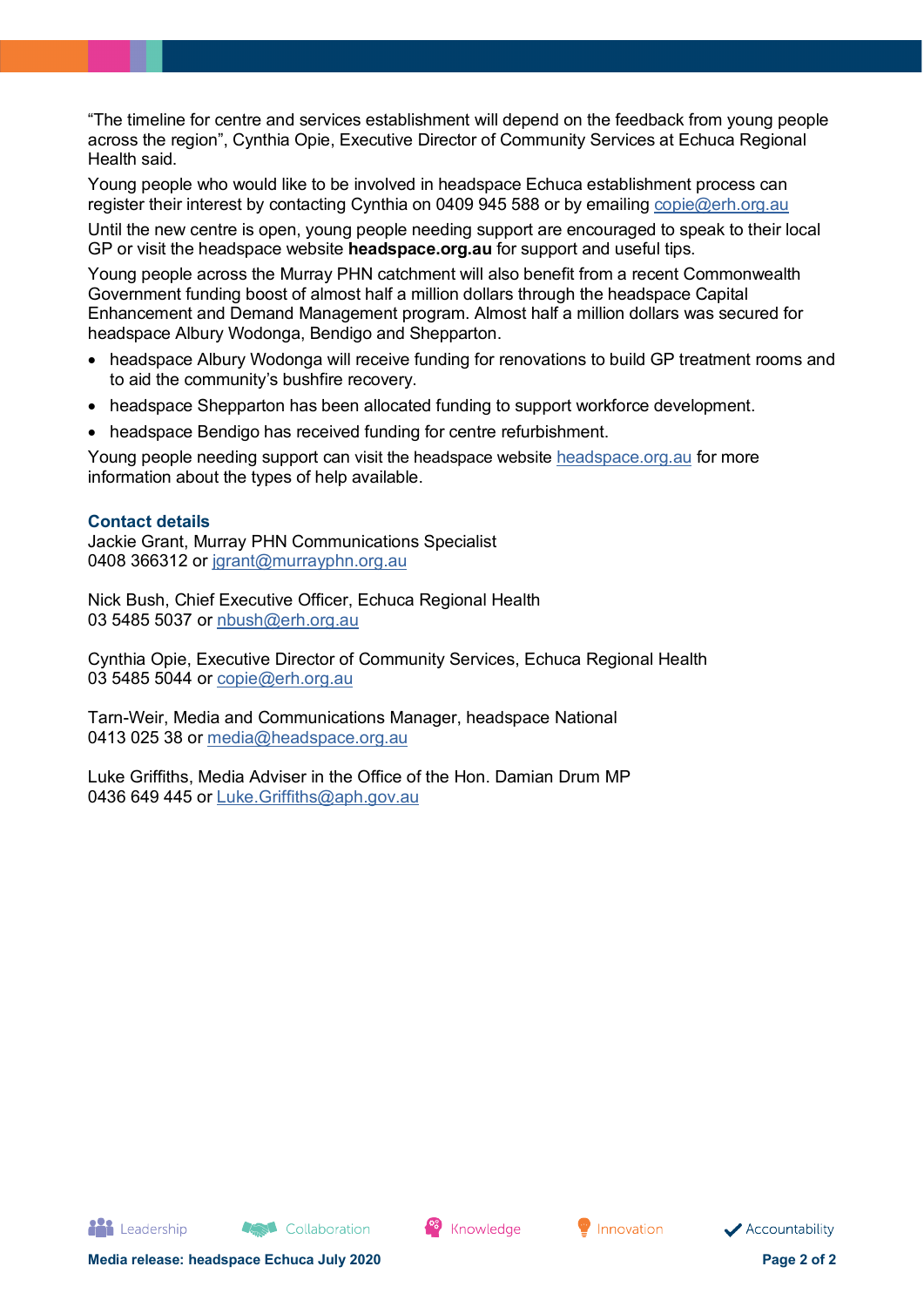"The timeline for centre and services establishment will depend on the feedback from young people across the region", Cynthia Opie, Executive Director of Community Services at Echuca Regional Health said.

Young people who would like to be involved in headspace Echuca establishment process can register their interest by contacting Cynthia on 0409 945 588 or by emailing copie@erh.org.au

Until the new centre is open, young people needing support are encouraged to speak to their local GP or visit the headspace website **headspace.org.au** for support and useful tips.

Young people across the Murray PHN catchment will also benefit from a recent Commonwealth Government funding boost of almost half a million dollars through the headspace Capital Enhancement and Demand Management program. Almost half a million dollars was secured for headspace Albury Wodonga, Bendigo and Shepparton.

- headspace Albury Wodonga will receive funding for renovations to build GP treatment rooms and to aid the community's bushfire recovery.
- headspace Shepparton has been allocated funding to support workforce development.
- headspace Bendigo has received funding for centre refurbishment.

Young people needing support can visit the headspace website headspace.org.au for more information about the types of help available.

### Contact details

Jackie Grant, Murray PHN Communications Specialist
0408 366312 or jgrant@murrayphn.org.au

Nick Bush, Chief Executive Officer, Echuca Regional Health
03 5485 5037 or nbush@erh.org.au

Cynthia Opie, Executive Director of Community Services, Echuca Regional Health
03 5485 5044 or copie@erh.org.au

Tarn-Weir, Media and Communications Manager, headspace National
0413 025 38 or media@headspace.org.au

Luke Griffiths, Media Adviser in the Office of the Hon. Damian Drum MP
0436 649 445 or Luke.Griffiths@aph.gov.au